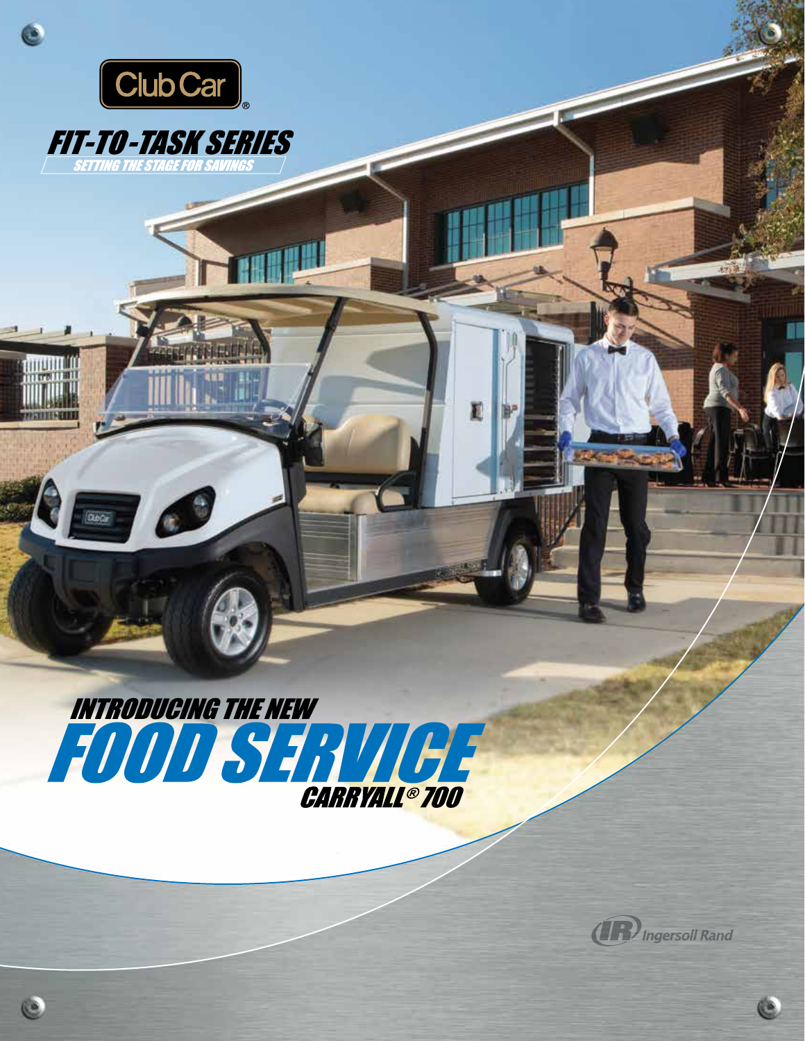Club Car®

# FIT-TO-TASK SERIES

SETTING THE STAGE FOR SAVINGS

## INTRODUCING THE NEW

# FOOD SERVICE

## CARRYALL® 700

Ingersoll Rand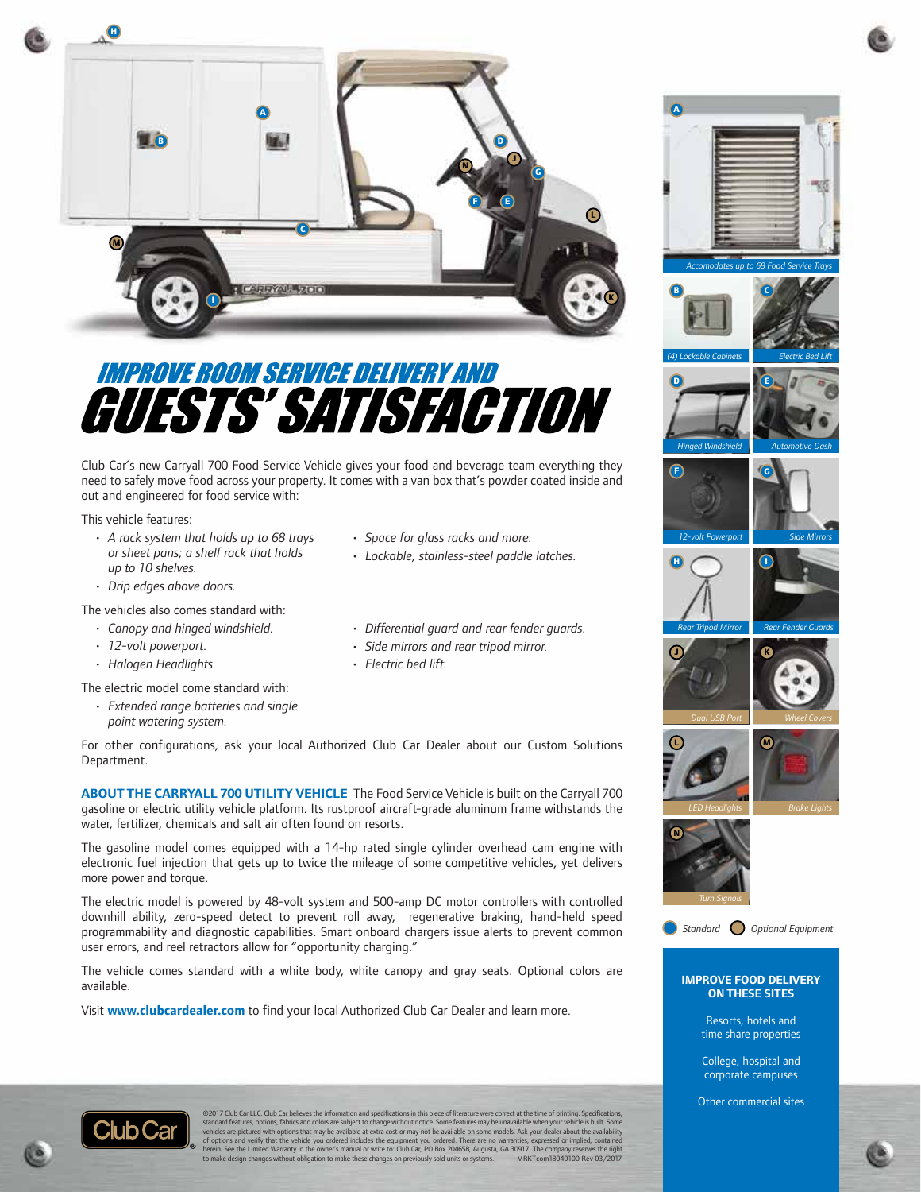# IMPROVE ROOM SERVICE DELIVERY AND GUESTS' SATISFACTION

Club Car's new Carryall 700 Food Service Vehicle gives your food and beverage team everything they need to safely move food across your property. It comes with a van box that's powder coated inside and out and engineered for food service with:

This vehicle features:

- *A rack system that holds up to 68 trays or sheet pans; a shelf rack that holds up to 10 shelves.*
- *Drip edges above doors.*
- *Space for glass racks and more.*
- *Lockable, stainless-steel paddle latches.*

The vehicles also comes standard with:

- *Canopy and hinged windshield.*
- *12-volt powerport.*
- *Halogen Headlights.*
- *Differential guard and rear fender guards.*
- *Side mirrors and rear tripod mirror.*
- *Electric bed lift.*

The electric model come standard with:

- *Extended range batteries and single point watering system.*

For other configurations, ask your local Authorized Club Car Dealer about our Custom Solutions Department.

**ABOUT THE CARRYALL 700 UTILITY VEHICLE** The Food Service Vehicle is built on the Carryall 700 gasoline or electric utility vehicle platform. Its rustproof aircraft-grade aluminum frame withstands the water, fertilizer, chemicals and salt air often found on resorts.

The gasoline model comes equipped with a 14-hp rated single cylinder overhead cam engine with electronic fuel injection that gets up to twice the mileage of some competitive vehicles, yet delivers more power and torque.

The electric model is powered by 48-volt system and 500-amp DC motor controllers with controlled downhill ability, zero-speed detect to prevent roll away, regenerative braking, hand-held speed programmability and diagnostic capabilities. Smart onboard chargers issue alerts to prevent common user errors, and reel retractors allow for "opportunity charging."

The vehicle comes standard with a white body, white canopy and gray seats. Optional colors are available.

Visit **www.clubcardealer.com** to find your local Authorized Club Car Dealer and learn more.

A *Accomodates up to 68 Food Service Trays*

B *(4) Lockable Cabinets*

C *Electric Bed Lift*

D *Hinged Windshield*

E *Automotive Dash*

F *12-volt Powerport*

G *Side Mirrors*

H *Rear Tripod Mirror*

I *Rear Fender Guards*

J *Dual USB Port*

K *Wheel Covers*

L *LED Headlights*

M *Brake Lights*

N *Turn Signals*

*Standard* *Optional Equipment*

**IMPROVE FOOD DELIVERY ON THESE SITES**

Resorts, hotels and time share properties

College, hospital and corporate campuses

Other commercial sites

Club Car

©2017 Club Car LLC. Club Car believes the information and specifications in this piece of literature were correct at the time of printing. Specifications, standard features, options, fabrics and colors are subject to change without notice. Some features may be unavailable when your vehicle is built. Some vehicles are pictured with options that may be available at extra cost or may not be available on some models. Ask your dealer about the availability of options and verify that the vehicle you ordered includes the equipment you ordered. There are no warranties, expressed or implied, contained herein. See the Limited Warranty in the owner's manual or write to: Club Car, PO Box 204658, Augusta, GA 30917. The company reserves the right to make design changes without obligation to make these changes on previously sold units or systems. MRKTcom18040100 Rev 03/2017